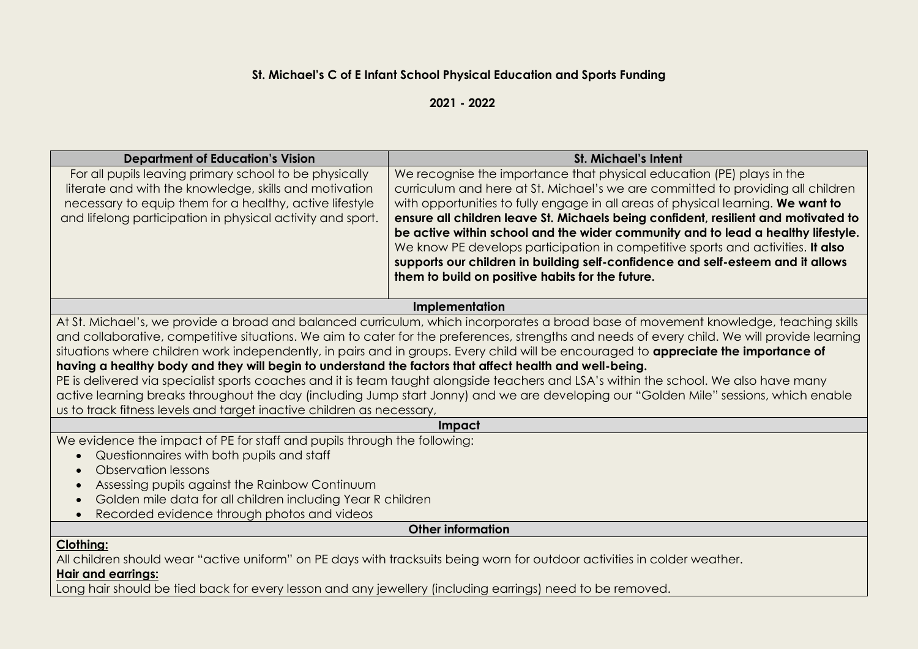# St. Michael's C of E Infant School Physical Education and Sports Funding

## 2021 - 2022

| Department of Education's Vision | St. Michael's Intent |
| --- | --- |
| For all pupils leaving primary school to be physically literate and with the knowledge, skills and motivation necessary to equip them for a healthy, active lifestyle and lifelong participation in physical activity and sport. | We recognise the importance that physical education (PE) plays in the curriculum and here at St. Michael's we are committed to providing all children with opportunities to fully engage in all areas of physical learning. **We want to ensure all children leave St. Michaels being confident, resilient and motivated to be active within school and the wider community and to lead a healthy lifestyle.** We know PE develops participation in competitive sports and activities. **It also supports our children in building self-confidence and self-esteem and it allows them to build on positive habits for the future.** |

### Implementation

At St. Michael's, we provide a broad and balanced curriculum, which incorporates a broad base of movement knowledge, teaching skills and collaborative, competitive situations. We aim to cater for the preferences, strengths and needs of every child. We will provide learning situations where children work independently, in pairs and in groups. Every child will be encouraged to **appreciate the importance of having a healthy body and they will begin to understand the factors that affect health and well-being.**

PE is delivered via specialist sports coaches and it is team taught alongside teachers and LSA's within the school. We also have many active learning breaks throughout the day (including Jump start Jonny) and we are developing our "Golden Mile" sessions, which enable us to track fitness levels and target inactive children as necessary,

### Impact

We evidence the impact of PE for staff and pupils through the following:

- Questionnaires with both pupils and staff
- Observation lessons
- Assessing pupils against the Rainbow Continuum
- Golden mile data for all children including Year R children
- Recorded evidence through photos and videos

### Other information

**Clothing:**

All children should wear "active uniform" on PE days with tracksuits being worn for outdoor activities in colder weather.

**Hair and earrings:**

Long hair should be tied back for every lesson and any jewellery (including earrings) need to be removed.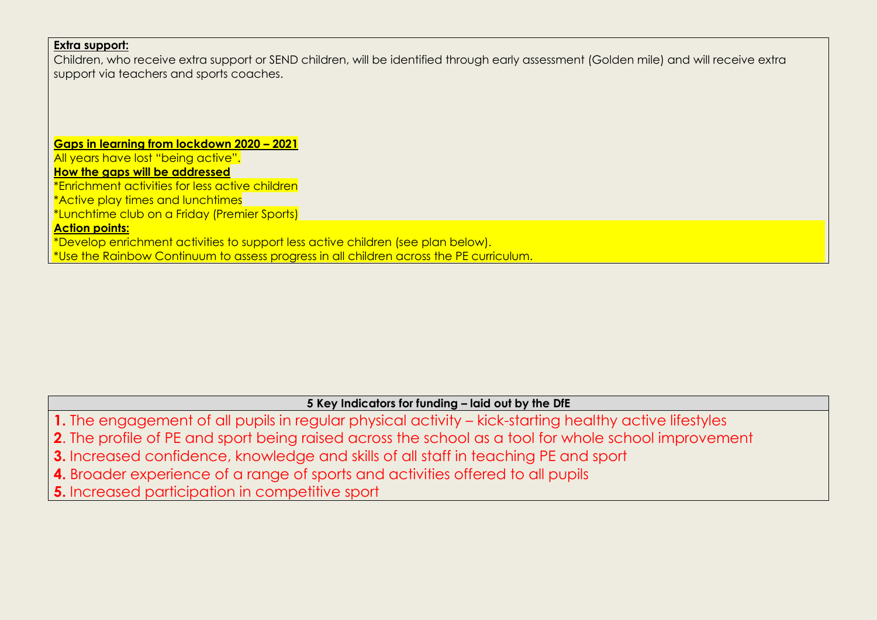**Extra support:**

Children, who receive extra support or SEND children, will be identified through early assessment (Golden mile) and will receive extra support via teachers and sports coaches.

**Gaps in learning from lockdown 2020 – 2021**

All years have lost "being active".

**How the gaps will be addressed**

*Enrichment activities for less active children

*Active play times and lunchtimes

*Lunchtime club on a Friday (Premier Sports)

**Action points:**

*Develop enrichment activities to support less active children (see plan below).

*Use the Rainbow Continuum to assess progress in all children across the PE curriculum.

| 5 Key Indicators for funding – laid out by the DfE |
| --- |
| **1.** The engagement of all pupils in regular physical activity – kick-starting healthy active lifestyles |
| **2.** The profile of PE and sport being raised across the school as a tool for whole school improvement |
| **3.** Increased confidence, knowledge and skills of all staff in teaching PE and sport |
| **4.** Broader experience of a range of sports and activities offered to all pupils |
| **5.** Increased participation in competitive sport |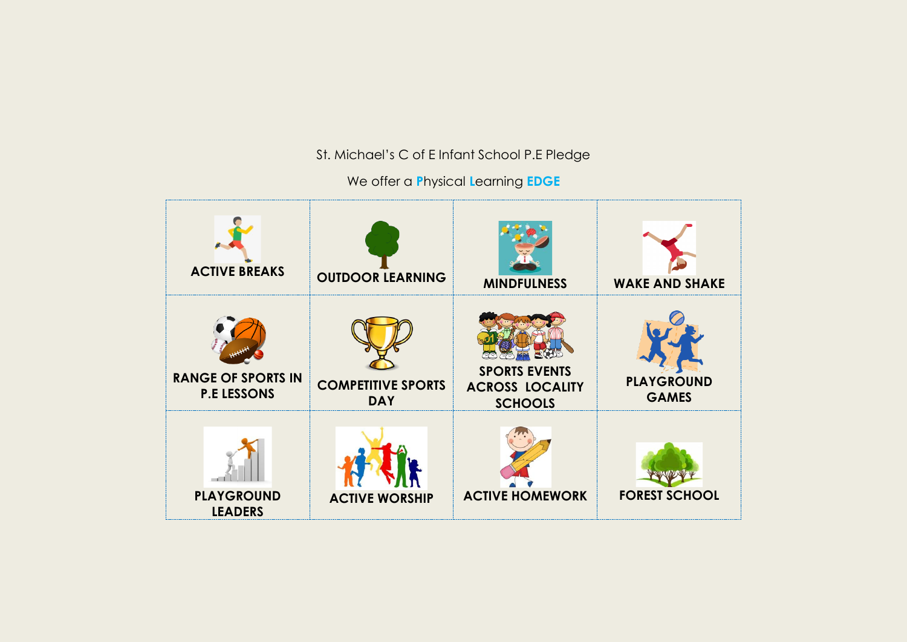St. Michael's C of E Infant School P.E Pledge

We offer a Physical Learning **EDGE**

| | | | |
|---|---|---|---|
| **ACTIVE BREAKS** | **OUTDOOR LEARNING** | **MINDFULNESS** | **WAKE AND SHAKE** |
| **RANGE OF SPORTS IN P.E LESSONS** | **COMPETITIVE SPORTS DAY** | **SPORTS EVENTS ACROSS LOCALITY SCHOOLS** | **PLAYGROUND GAMES** |
| **PLAYGROUND LEADERS** | **ACTIVE WORSHIP** | **ACTIVE HOMEWORK** | **FOREST SCHOOL** |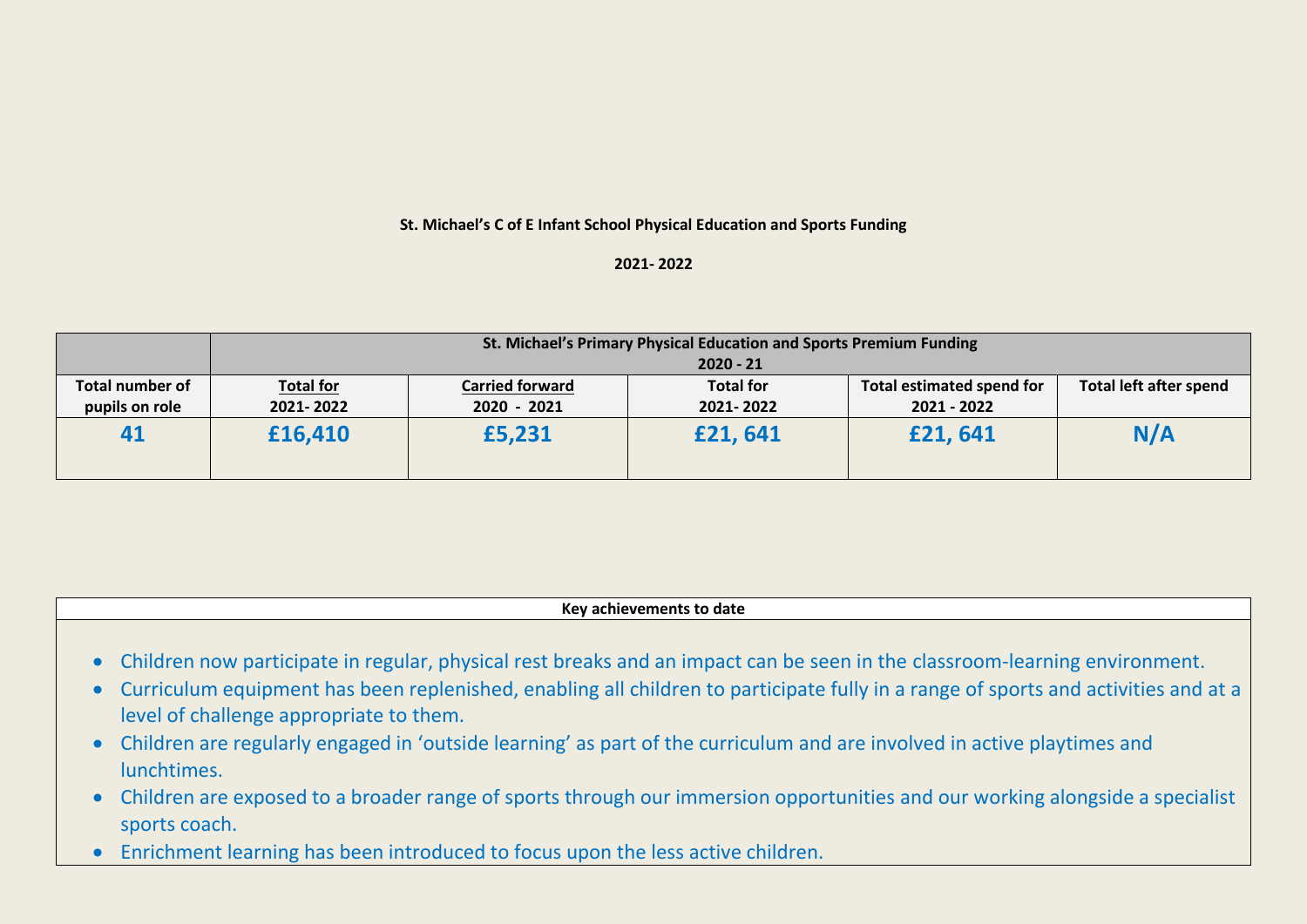**St. Michael's C of E Infant School Physical Education and Sports Funding**

**2021- 2022**

| | St. Michael's Primary Physical Education and Sports Premium Funding 2020 - 21 | | | | |
|---|---|---|---|---|---|
| **Total number of pupils on role** | **Total for 2021- 2022** | **Carried forward 2020 - 2021** | **Total for 2021- 2022** | **Total estimated spend for 2021 - 2022** | **Total left after spend** |
| **41** | **£16,410** | **£5,231** | **£21, 641** | **£21, 641** | **N/A** |

| Key achievements to date |
|---|
| • Children now participate in regular, physical rest breaks and an impact can be seen in the classroom-learning environment.<br>• Curriculum equipment has been replenished, enabling all children to participate fully in a range of sports and activities and at a level of challenge appropriate to them.<br>• Children are regularly engaged in 'outside learning' as part of the curriculum and are involved in active playtimes and lunchtimes.<br>• Children are exposed to a broader range of sports through our immersion opportunities and our working alongside a specialist sports coach.<br>• Enrichment learning has been introduced to focus upon the less active children. |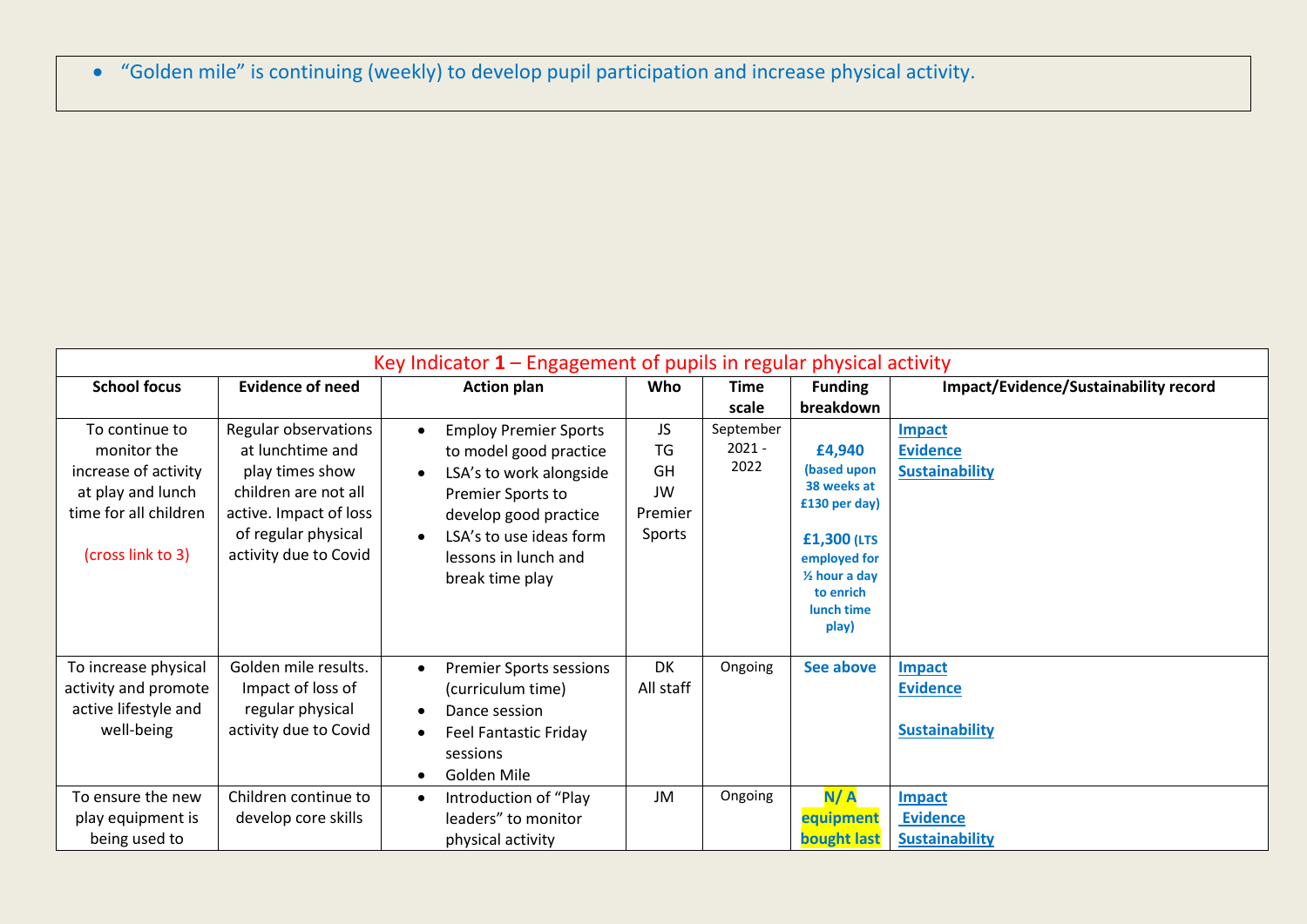- “Golden mile” is continuing (weekly) to develop pupil participation and increase physical activity.

| Key Indicator **1** – Engagement of pupils in regular physical activity | | | | | | |
|---|---|---|---|---|---|---|
| **School focus** | **Evidence of need** | **Action plan** | **Who** | **Time scale** | **Funding breakdown** | **Impact/Evidence/Sustainability record** |
| To continue to monitor the increase of activity at play and lunch time for all children<br><br>(cross link to 3) | Regular observations at lunchtime and play times show children are not all active. Impact of loss of regular physical activity due to Covid | • Employ Premier Sports to model good practice<br>• LSA's to work alongside Premier Sports to develop good practice<br>• LSA's to use ideas form lessons in lunch and break time play | JS<br>TG<br>GH<br>JW<br>Premier Sports | September 2021 - 2022 | **£4,940** **(based upon 38 weeks at £130 per day)**<br><br>**£1,300 (LTS employed for ½ hour a day to enrich lunch time play)** | **Impact**<br>**Evidence**<br>**Sustainability** |
| To increase physical activity and promote active lifestyle and well-being | Golden mile results. Impact of loss of regular physical activity due to Covid | • Premier Sports sessions (curriculum time)<br>• Dance session<br>• Feel Fantastic Friday sessions<br>• Golden Mile | DK<br>All staff | Ongoing | **See above** | **Impact**<br>**Evidence**<br><br>**Sustainability** |
| To ensure the new play equipment is being used to | Children continue to develop core skills | • Introduction of “Play leaders” to monitor physical activity | JM | Ongoing | **N/ A equipment bought last** | **Impact**<br>**Evidence**<br>**Sustainability** |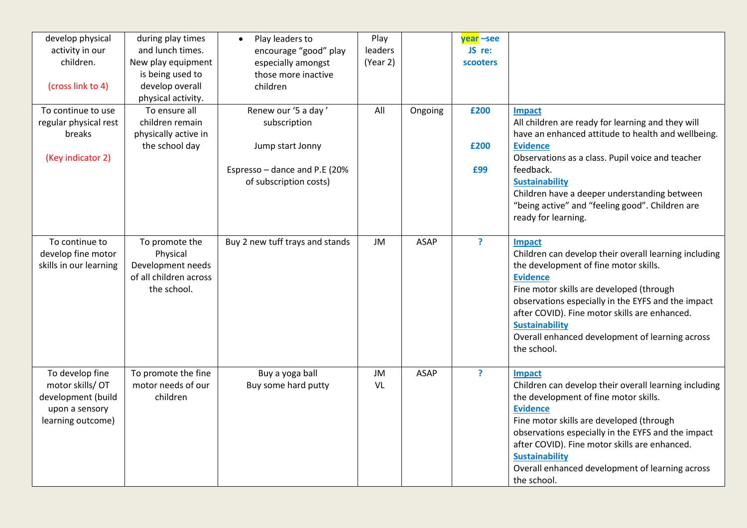| | | | | | | |
|---|---|---|---|---|---|---|
| develop physical activity in our children.<br><br>(cross link to 4) | during play times and lunch times. New play equipment is being used to develop overall physical activity. | • Play leaders to encourage "good" play especially amongst those more inactive children | Play leaders (Year 2) | | **year –see JS re: scooters** | |
| To continue to use regular physical rest breaks<br><br>(Key indicator 2) | To ensure all children remain physically active in the school day | Renew our '5 a day' subscription<br><br>Jump start Jonny<br><br>Espresso – dance and P.E (20% of subscription costs) | All | Ongoing | **£200**<br><br>**£200**<br><br>**£99** | **Impact**<br>All children are ready for learning and they will have an enhanced attitude to health and wellbeing.<br>**Evidence**<br>Observations as a class. Pupil voice and teacher feedback.<br>**Sustainability**<br>Children have a deeper understanding between "being active" and "feeling good". Children are ready for learning. |
| To continue to develop fine motor skills in our learning | To promote the Physical Development needs of all children across the school. | Buy 2 new tuff trays and stands | JM | ASAP | **?** | **Impact**<br>Children can develop their overall learning including the development of fine motor skills.<br>**Evidence**<br>Fine motor skills are developed (through observations especially in the EYFS and the impact after COVID). Fine motor skills are enhanced.<br>**Sustainability**<br>Overall enhanced development of learning across the school. |
| To develop fine motor skills/ OT development (build upon a sensory learning outcome) | To promote the fine motor needs of our children | Buy a yoga ball<br>Buy some hard putty | JM<br>VL | ASAP | **?** | **Impact**<br>Children can develop their overall learning including the development of fine motor skills.<br>**Evidence**<br>Fine motor skills are developed (through observations especially in the EYFS and the impact after COVID). Fine motor skills are enhanced.<br>**Sustainability**<br>Overall enhanced development of learning across the school. |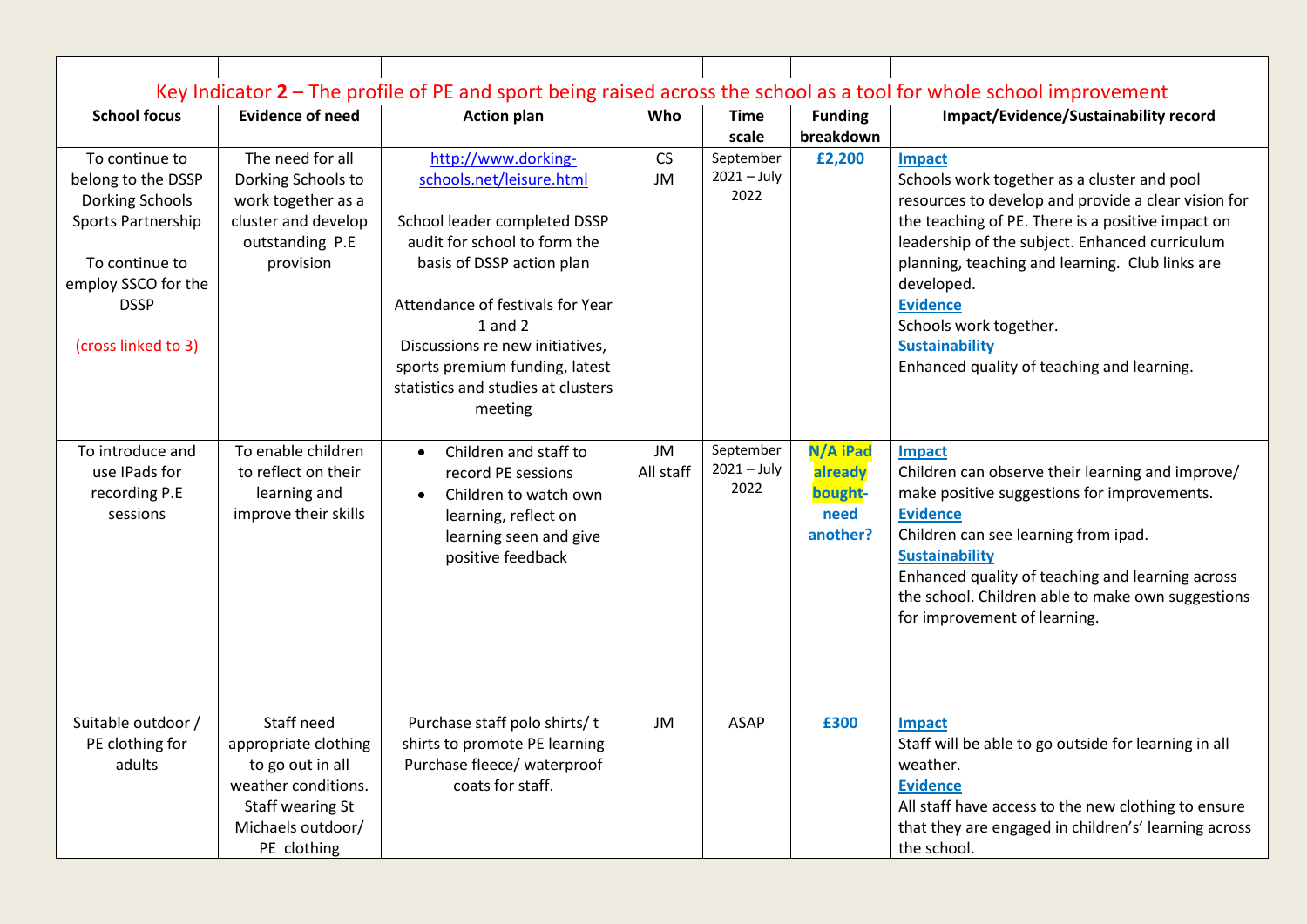| | | | | | | |
|---|---|---|---|---|---|---|
| Key Indicator **2** – The profile of PE and sport being raised across the school as a tool for whole school improvement | | | | | | |
| **School focus** | **Evidence of need** | **Action plan** | **Who** | **Time scale** | **Funding breakdown** | **Impact/Evidence/Sustainability record** |
| To continue to belong to the DSSP Dorking Schools Sports Partnership<br><br>To continue to employ SSCO for the DSSP<br><br>(cross linked to 3) | The need for all Dorking Schools to work together as a cluster and develop outstanding P.E provision | http://www.dorking-schools.net/leisure.html<br><br>School leader completed DSSP audit for school to form the basis of DSSP action plan<br><br>Attendance of festivals for Year 1 and 2<br>Discussions re new initiatives, sports premium funding, latest statistics and studies at clusters meeting | CS<br>JM | September 2021 – July 2022 | **£2,200** | **Impact**<br>Schools work together as a cluster and pool resources to develop and provide a clear vision for the teaching of PE. There is a positive impact on leadership of the subject. Enhanced curriculum planning, teaching and learning. Club links are developed.<br>**Evidence**<br>Schools work together.<br>**Sustainability**<br>Enhanced quality of teaching and learning. |
| To introduce and use IPads for recording P.E sessions | To enable children to reflect on their learning and improve their skills | • Children and staff to record PE sessions<br>• Children to watch own learning, reflect on learning seen and give positive feedback | JM<br>All staff | September 2021 – July 2022 | **N/A iPad already bought- need another?** | **Impact**<br>Children can observe their learning and improve/ make positive suggestions for improvements.<br>**Evidence**<br>Children can see learning from ipad.<br>**Sustainability**<br>Enhanced quality of teaching and learning across the school. Children able to make own suggestions for improvement of learning. |
| Suitable outdoor / PE clothing for adults | Staff need appropriate clothing to go out in all weather conditions. Staff wearing St Michaels outdoor/ PE clothing | Purchase staff polo shirts/ t shirts to promote PE learning<br>Purchase fleece/ waterproof coats for staff. | JM | ASAP | **£300** | **Impact**<br>Staff will be able to go outside for learning in all weather.<br>**Evidence**<br>All staff have access to the new clothing to ensure that they are engaged in children's' learning across the school. |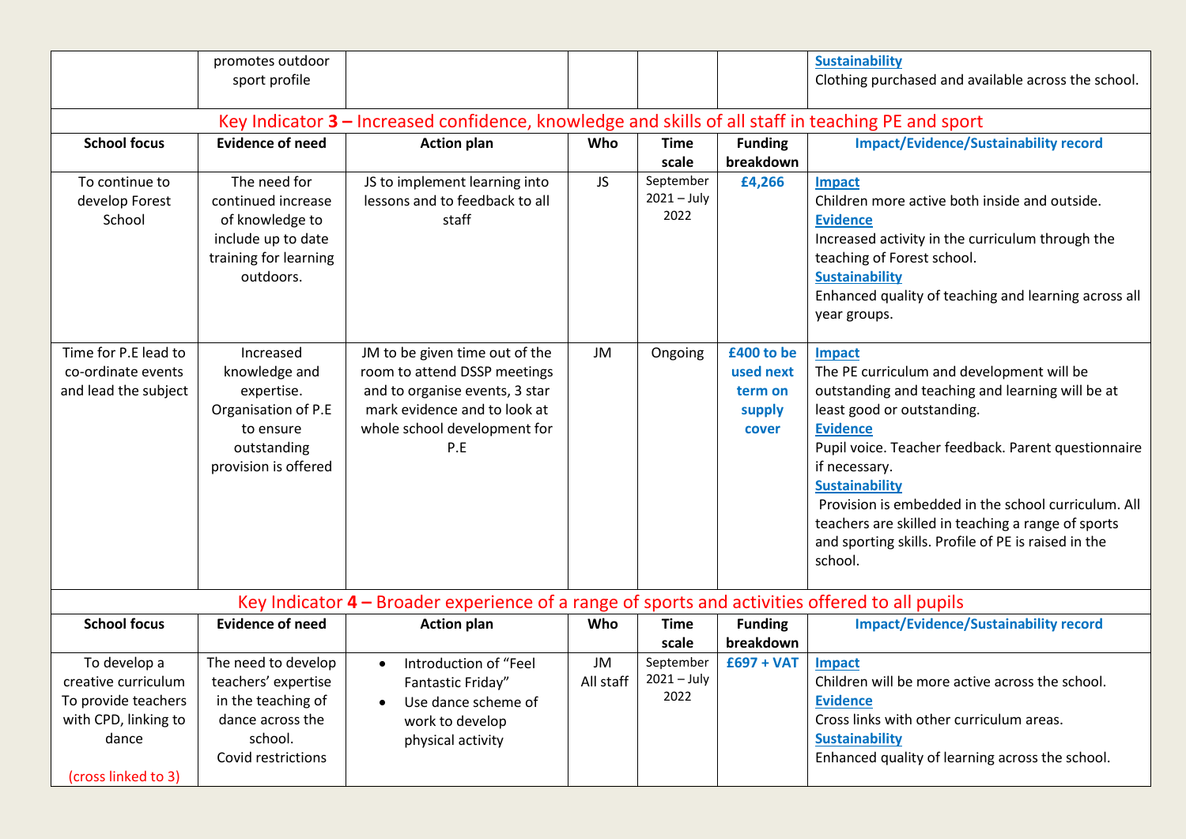| | | | | | | |
|---|---|---|---|---|---|---|
| | promotes outdoor sport profile | | | | | **Sustainability**<br>Clothing purchased and available across the school. |

## Key Indicator **3 –** Increased confidence, knowledge and skills of all staff in teaching PE and sport

| School focus | Evidence of need | Action plan | Who | Time scale | Funding breakdown | Impact/Evidence/Sustainability record |
|---|---|---|---|---|---|---|
| To continue to develop Forest School | The need for continued increase of knowledge to include up to date training for learning outdoors. | JS to implement learning into lessons and to feedback to all staff | JS | September 2021 – July 2022 | **£4,266** | **Impact**<br>Children more active both inside and outside.<br>**Evidence**<br>Increased activity in the curriculum through the teaching of Forest school.<br>**Sustainability**<br>Enhanced quality of teaching and learning across all year groups. |
| Time for P.E lead to co-ordinate events and lead the subject | Increased knowledge and expertise. Organisation of P.E to ensure outstanding provision is offered | JM to be given time out of the room to attend DSSP meetings and to organise events, 3 star mark evidence and to look at whole school development for P.E | JM | Ongoing | **£400 to be used next term on supply cover** | **Impact**<br>The PE curriculum and development will be outstanding and teaching and learning will be at least good or outstanding.<br>**Evidence**<br>Pupil voice. Teacher feedback. Parent questionnaire if necessary.<br>**Sustainability**<br>Provision is embedded in the school curriculum. All teachers are skilled in teaching a range of sports and sporting skills. Profile of PE is raised in the school. |

## Key Indicator **4 –** Broader experience of a range of sports and activities offered to all pupils

| School focus | Evidence of need | Action plan | Who | Time scale | Funding breakdown | Impact/Evidence/Sustainability record |
|---|---|---|---|---|---|---|
| To develop a creative curriculum To provide teachers with CPD, linking to dance<br><br>(cross linked to 3) | The need to develop teachers' expertise in the teaching of dance across the school. Covid restrictions | • Introduction of "Feel Fantastic Friday"<br>• Use dance scheme of work to develop physical activity | JM All staff | September 2021 – July 2022 | **£697 + VAT** | **Impact**<br>Children will be more active across the school.<br>**Evidence**<br>Cross links with other curriculum areas.<br>**Sustainability**<br>Enhanced quality of learning across the school. |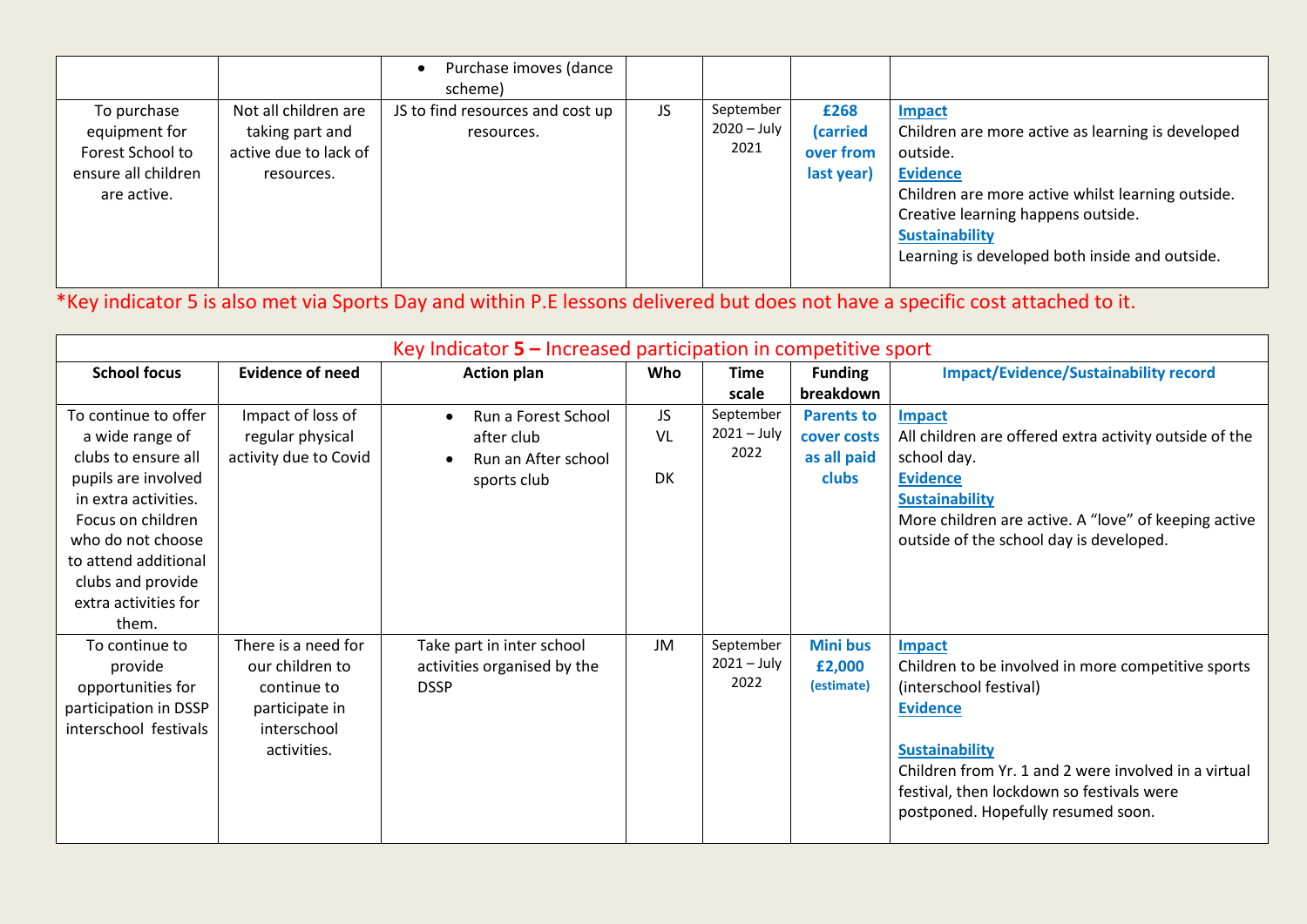| | | • Purchase imoves (dance scheme) | | | | |
|---|---|---|---|---|---|---|
| To purchase equipment for Forest School to ensure all children are active. | Not all children are taking part and active due to lack of resources. | JS to find resources and cost up resources. | JS | September 2020 – July 2021 | **£268 (carried over from last year)** | **Impact**<br>Children are more active as learning is developed outside.<br>**Evidence**<br>Children are more active whilst learning outside. Creative learning happens outside.<br>**Sustainability**<br>Learning is developed both inside and outside. |

*Key indicator 5 is also met via Sports Day and within P.E lessons delivered but does not have a specific cost attached to it.

| Key Indicator **5 –** Increased participation in competitive sport | | | | | | |
|---|---|---|---|---|---|---|
| **School focus** | **Evidence of need** | **Action plan** | **Who** | **Time scale** | **Funding breakdown** | **Impact/Evidence/Sustainability record** |
| To continue to offer a wide range of clubs to ensure all pupils are involved in extra activities. Focus on children who do not choose to attend additional clubs and provide extra activities for them. | Impact of loss of regular physical activity due to Covid | • Run a Forest School after club<br>• Run an After school sports club | JS<br>VL<br><br>DK | September 2021 – July 2022 | **Parents to cover costs as all paid clubs** | **Impact**<br>All children are offered extra activity outside of the school day.<br>**Evidence**<br>**Sustainability**<br>More children are active. A "love" of keeping active outside of the school day is developed. |
| To continue to provide opportunities for participation in DSSP interschool festivals | There is a need for our children to continue to participate in interschool activities. | Take part in inter school activities organised by the DSSP | JM | September 2021 – July 2022 | **Mini bus £2,000 (estimate)** | **Impact**<br>Children to be involved in more competitive sports (interschool festival)<br>**Evidence**<br><br>**Sustainability**<br>Children from Yr. 1 and 2 were involved in a virtual festival, then lockdown so festivals were postponed. Hopefully resumed soon. |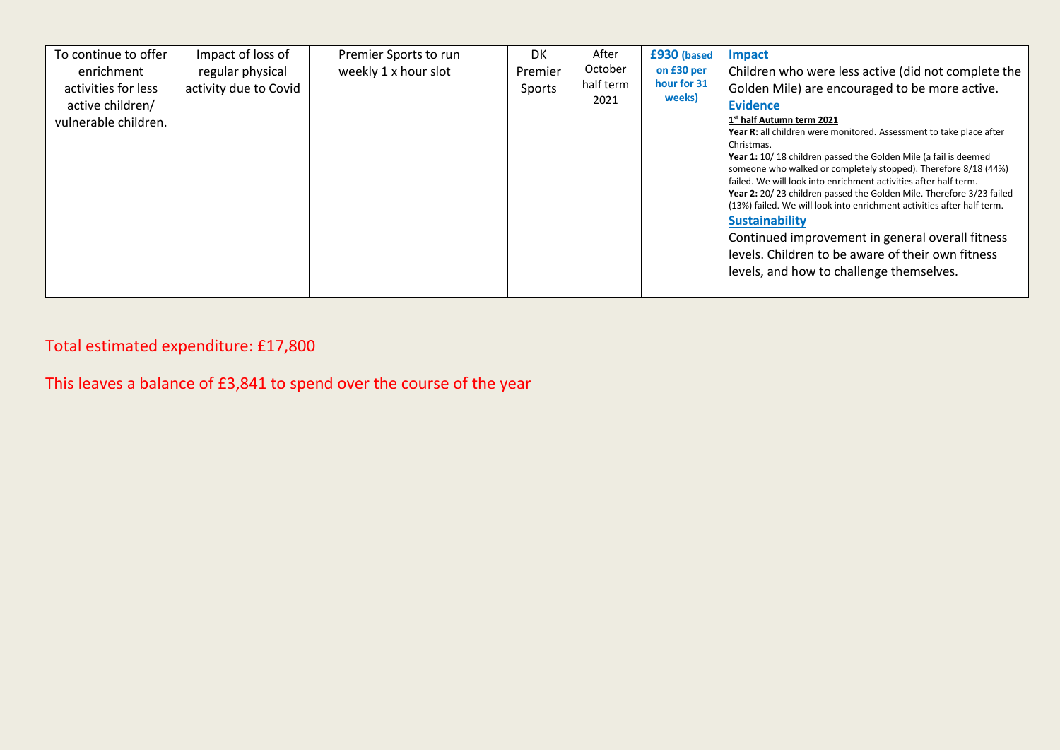| | | | | | | |
|---|---|---|---|---|---|---|
| To continue to offer enrichment activities for less active children/ vulnerable children. | Impact of loss of regular physical activity due to Covid | Premier Sports to run weekly 1 x hour slot | DK Premier Sports | After October half term 2021 | **£930 (based on £30 per hour for 31 weeks)** | **Impact**<br>Children who were less active (did not complete the Golden Mile) are encouraged to be more active.<br>**Evidence**<br>**1st half Autumn term 2021**<br>**Year R:** all children were monitored. Assessment to take place after Christmas.<br>**Year 1:** 10/ 18 children passed the Golden Mile (a fail is deemed someone who walked or completely stopped). Therefore 8/18 (44%) failed. We will look into enrichment activities after half term.<br>**Year 2:** 20/ 23 children passed the Golden Mile. Therefore 3/23 failed (13%) failed. We will look into enrichment activities after half term.<br>**Sustainability**<br>Continued improvement in general overall fitness levels. Children to be aware of their own fitness levels, and how to challenge themselves. |

Total estimated expenditure: £17,800

This leaves a balance of £3,841 to spend over the course of the year